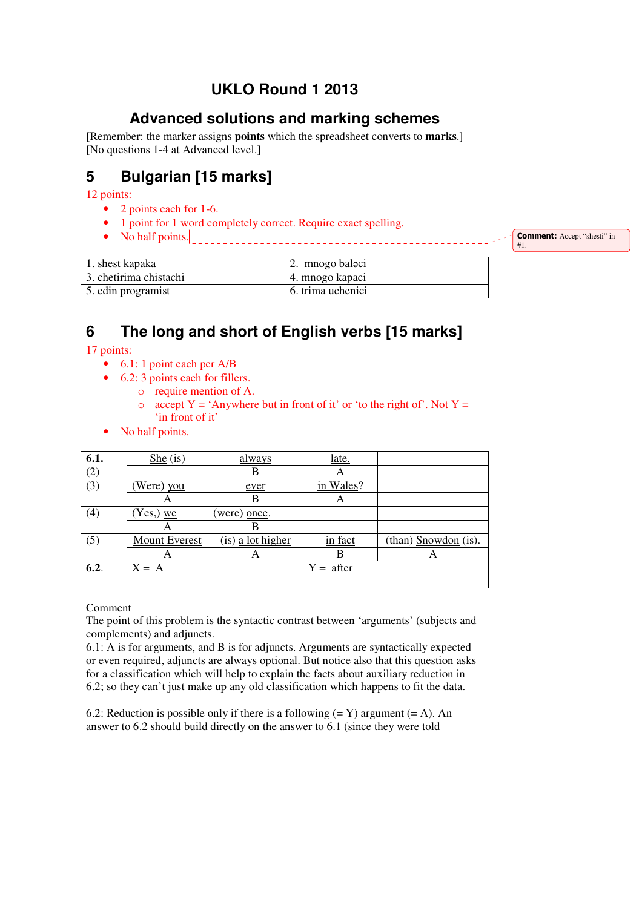# UKLO Round 1 2013

## Advanced solutions and marking schemes

[Remember: the marker assigns **points** which the spreadsheet converts to **marks**.]
[No questions 1-4 at Advanced level.]

## 5 Bulgarian [15 marks]

12 points:

- 2 points each for 1-6.
- 1 point for 1 word completely correct. Require exact spelling.
- No half points.

**Comment:** Accept "shesti" in #1.

| 1. shest kapaka | 2. mnogo baləci |
|---|---|
| 3. chetirima chistachi | 4. mnogo kapaci |
| 5. edin programist | 6. trima uchenici |

## 6 The long and short of English verbs [15 marks]

17 points:

- 6.1: 1 point each per A/B
- 6.2: 3 points each for fillers.
  - require mention of A.
  - accept Y = 'Anywhere but in front of it' or 'to the right of'. Not Y = 'in front of it'
- No half points.

| **6.1.** | She (is) | always | late. | |
|---|---|---|---|---|
| (2) | | B | A | |
| (3) | (Were) you | ever | in Wales? | |
| | A | B | A | |
| (4) | (Yes,) we | (were) once. | | |
| | A | B | | |
| (5) | Mount Everest | (is) a lot higher | in fact | (than) Snowdon (is). |
| | A | A | B | A |
| **6.2.** | X = A | | Y = after | |

Comment
The point of this problem is the syntactic contrast between 'arguments' (subjects and complements) and adjuncts.
6.1: A is for arguments, and B is for adjuncts. Arguments are syntactically expected or even required, adjuncts are always optional. But notice also that this question asks for a classification which will help to explain the facts about auxiliary reduction in 6.2; so they can't just make up any old classification which happens to fit the data.

6.2: Reduction is possible only if there is a following (= Y) argument (= A). An answer to 6.2 should build directly on the answer to 6.1 (since they were told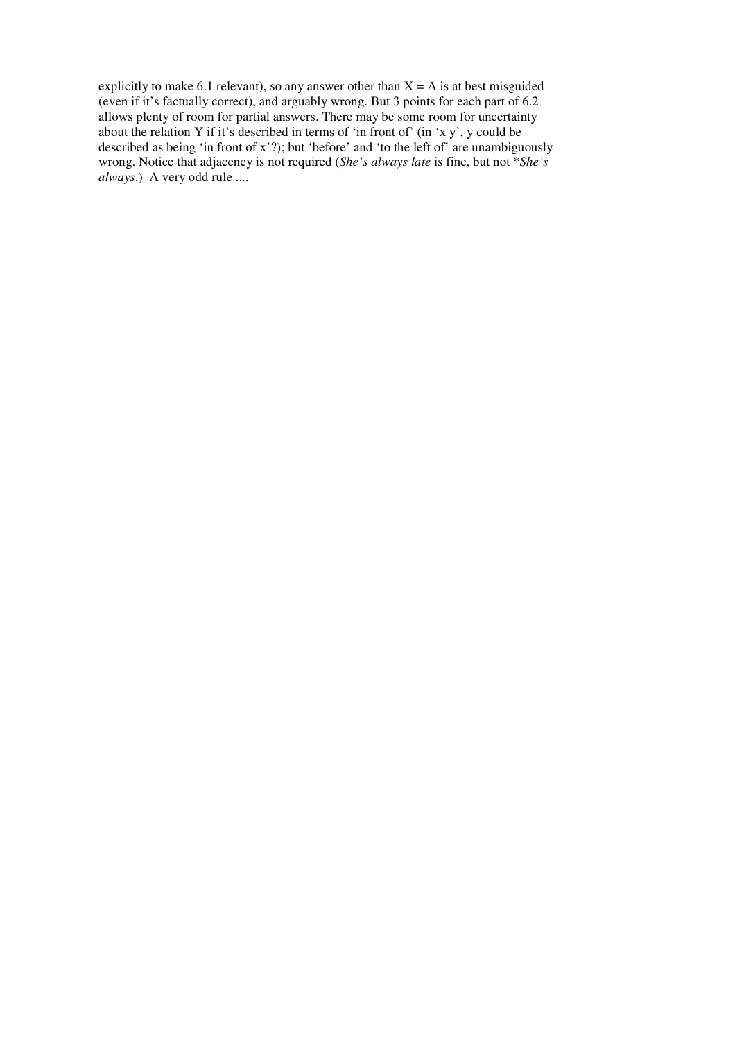explicitly to make 6.1 relevant), so any answer other than X = A is at best misguided (even if it's factually correct), and arguably wrong. But 3 points for each part of 6.2 allows plenty of room for partial answers. There may be some room for uncertainty about the relation Y if it's described in terms of 'in front of' (in 'x y', y could be described as being 'in front of x'?); but 'before' and 'to the left of' are unambiguously wrong. Notice that adjacency is not required (*She's always late* is fine, but not **She's always*.) A very odd rule ....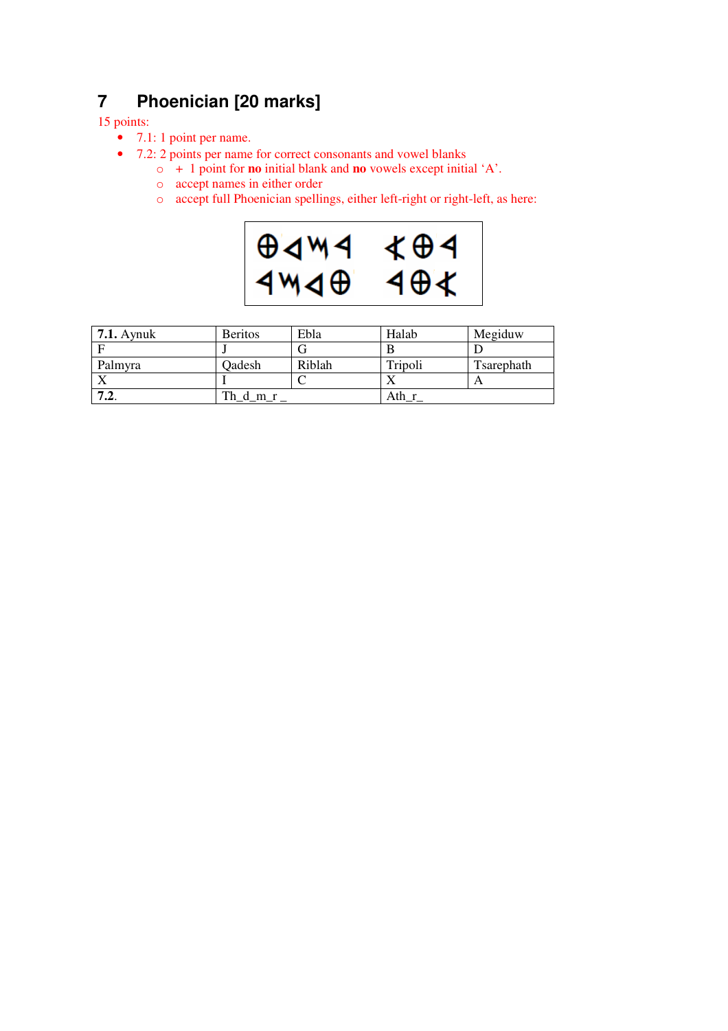## 7 Phoenician [20 marks]

15 points:

- 7.1: 1 point per name.
- 7.2: 2 points per name for correct consonants and vowel blanks
  - + 1 point for **no** initial blank and **no** vowels except initial 'A'.
  - accept names in either order
  - accept full Phoenician spellings, either left-right or right-left, as here:

𐤈𐤃𐤌𐤓 𐤀𐤈𐤓

𐤓𐤌𐤃𐤈 𐤓𐤈𐤀

| **7.1.** Aynuk | Beritos | Ebla | Halab | Megiduw |
|---|---|---|---|---|
| F | J | G | B | D |
| Palmyra | Qadesh | Riblah | Tripoli | Tsarephath |
| X | I | C | X | A |
| **7.2.** | Th_d_m_r _ | | Ath_r_ | |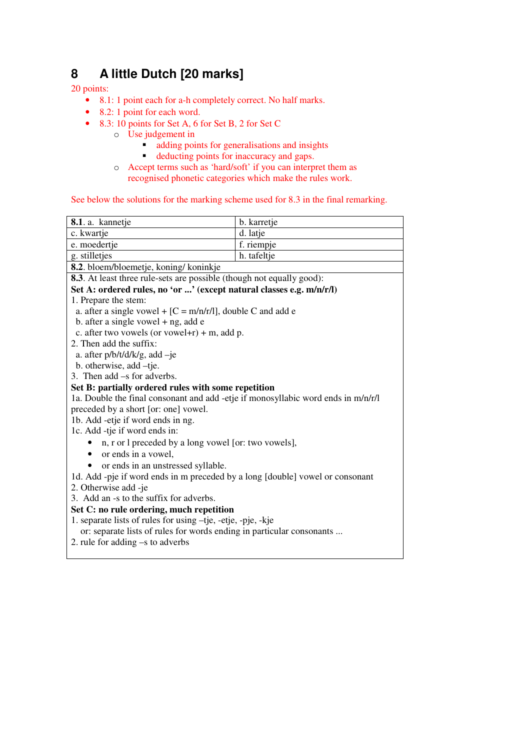## 8 A little Dutch [20 marks]

20 points:

- 8.1: 1 point each for a-h completely correct. No half marks.
- 8.2: 1 point for each word.
- 8.3: 10 points for Set A, 6 for Set B, 2 for Set C
  - Use judgement in
    - adding points for generalisations and insights
    - deducting points for inaccuracy and gaps.
  - Accept terms such as 'hard/soft' if you can interpret them as recognised phonetic categories which make the rules work.

See below the solutions for the marking scheme used for 8.3 in the final remarking.

| **8.1**. a. kannetje | b. karretje |
|---|---|
| c. kwartje | d. latje |
| e. moedertje | f. riempje |
| g. stilletjes | h. tafeltje |
| **8.2**. bloem/bloemetje, koning/ koninkje | |

**8.3**. At least three rule-sets are possible (though not equally good):

**Set A: ordered rules, no 'or ...' (except natural classes e.g. m/n/r/l)**

1. Prepare the stem:
   a. after a single vowel + [C = m/n/r/l], double C and add e
   b. after a single vowel + ng, add e
   c. after two vowels (or vowel+r) + m, add p.
2. Then add the suffix:
   a. after p/b/t/d/k/g, add –je
   b. otherwise, add –tje.
3. Then add –s for adverbs.

**Set B: partially ordered rules with some repetition**

1a. Double the final consonant and add -etje if monosyllabic word ends in m/n/r/l preceded by a short [or: one] vowel.
1b. Add -etje if word ends in ng.
1c. Add -tje if word ends in:

- n, r or l preceded by a long vowel [or: two vowels],
- or ends in a vowel,
- or ends in an unstressed syllable.

1d. Add -pje if word ends in m preceded by a long [double] vowel or consonant
2. Otherwise add -je
3. Add an -s to the suffix for adverbs.

**Set C: no rule ordering, much repetition**

1. separate lists of rules for using –tje, -etje, -pje, -kje
   or: separate lists of rules for words ending in particular consonants ...
2. rule for adding –s to adverbs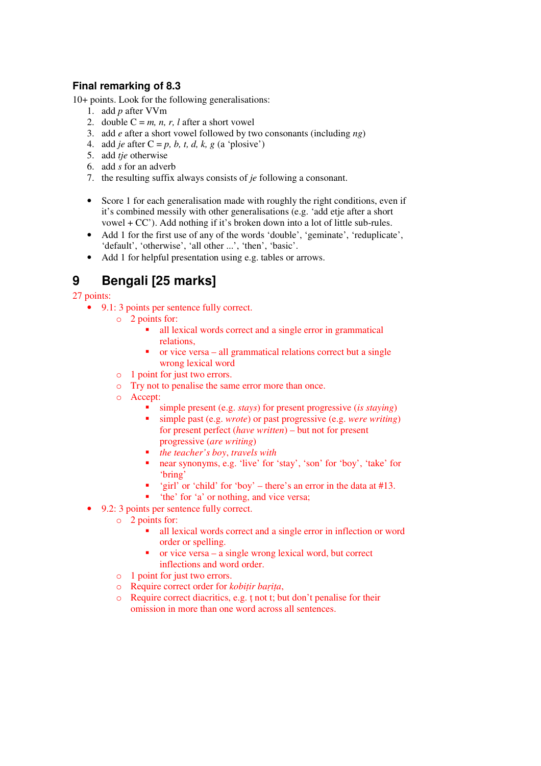### Final remarking of 8.3

10+ points. Look for the following generalisations:

1. add *p* after VVm
2. double C = *m, n, r, l* after a short vowel
3. add *e* after a short vowel followed by two consonants (including *ng*)
4. add *je* after C = *p, b, t, d, k, g* (a 'plosive')
5. add *tje* otherwise
6. add *s* for an adverb
7. the resulting suffix always consists of *je* following a consonant.

- Score 1 for each generalisation made with roughly the right conditions, even if it's combined messily with other generalisations (e.g. 'add etje after a short vowel + CC'). Add nothing if it's broken down into a lot of little sub-rules.
- Add 1 for the first use of any of the words 'double', 'geminate', 'reduplicate', 'default', 'otherwise', 'all other ...', 'then', 'basic'.
- Add 1 for helpful presentation using e.g. tables or arrows.

## 9 Bengali [25 marks]

27 points:

- 9.1: 3 points per sentence fully correct.
  - 2 points for:
    - all lexical words correct and a single error in grammatical relations,
    - or vice versa – all grammatical relations correct but a single wrong lexical word
  - 1 point for just two errors.
  - Try not to penalise the same error more than once.
  - Accept:
    - simple present (e.g. *stays*) for present progressive (*is staying*)
    - simple past (e.g. *wrote*) or past progressive (e.g. *were writing*) for present perfect (*have written*) – but not for present progressive (*are writing*)
    - *the teacher's boy*, *travels with*
    - near synonyms, e.g. 'live' for 'stay', 'son' for 'boy', 'take' for 'bring'
    - 'girl' or 'child' for 'boy' – there's an error in the data at #13.
    - 'the' for 'a' or nothing, and vice versa;
- 9.2: 3 points per sentence fully correct.
  - 2 points for:
    - all lexical words correct and a single error in inflection or word order or spelling.
    - or vice versa – a single wrong lexical word, but correct inflections and word order.
  - 1 point for just two errors.
  - Require correct order for *kobiṭir baṛiṭa*,
  - Require correct diacritics, e.g. ṭ not t; but don't penalise for their omission in more than one word across all sentences.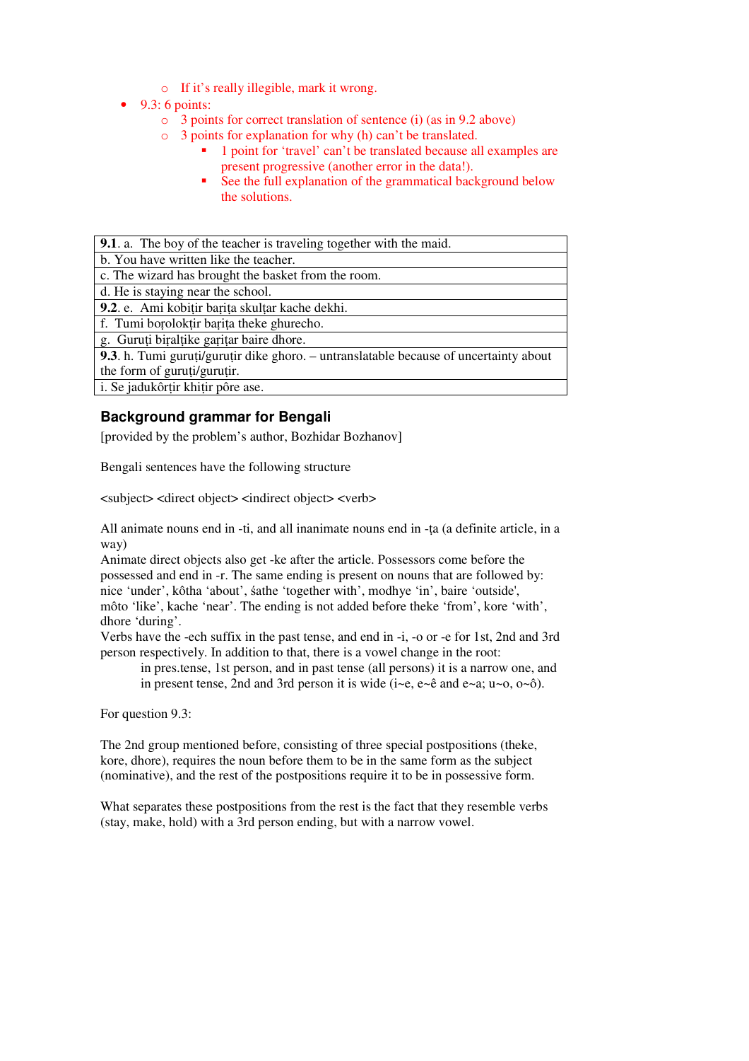- If it's really illegible, mark it wrong.
- 9.3: 6 points:
  - 3 points for correct translation of sentence (i) (as in 9.2 above)
  - 3 points for explanation for why (h) can't be translated.
    - 1 point for 'travel' can't be translated because all examples are present progressive (another error in the data!).
    - See the full explanation of the grammatical background below the solutions.

| |
|---|
| **9.1**. a. The boy of the teacher is traveling together with the maid. |
| b. You have written like the teacher. |
| c. The wizard has brought the basket from the room. |
| d. He is staying near the school. |
| **9.2**. e. Ami kobiṭir bariṭa skulṭar kache dekhi. |
| f. Tumi boṛolokṭir bariṭa theke ghurecho. |
| g. Guruṭi biṛalṭike gariṭar baire dhore. |
| **9.3**. h. Tumi guruṭi/guruṭir dike ghoro. – untranslatable because of uncertainty about the form of guruṭi/guruṭir. |
| i. Se jadukôrṭir khiṭir pôre ase. |

### Background grammar for Bengali

[provided by the problem's author, Bozhidar Bozhanov]

Bengali sentences have the following structure

<subject> <direct object> <indirect object> <verb>

All animate nouns end in -ti, and all inanimate nouns end in -ṭa (a definite article, in a way)
Animate direct objects also get -ke after the article. Possessors come before the possessed and end in -r. The same ending is present on nouns that are followed by: nice 'under', kôtha 'about', śathe 'together with', modhye 'in', baire 'outside', môto 'like', kache 'near'. The ending is not added before theke 'from', kore 'with', dhore 'during'.
Verbs have the -ech suffix in the past tense, and end in -i, -o or -e for 1st, 2nd and 3rd person respectively. In addition to that, there is a vowel change in the root:

> in pres.tense, 1st person, and in past tense (all persons) it is a narrow one, and in present tense, 2nd and 3rd person it is wide (i~e, e~ê and e~a; u~o, o~ô).

For question 9.3:

The 2nd group mentioned before, consisting of three special postpositions (theke, kore, dhore), requires the noun before them to be in the same form as the subject (nominative), and the rest of the postpositions require it to be in possessive form.

What separates these postpositions from the rest is the fact that they resemble verbs (stay, make, hold) with a 3rd person ending, but with a narrow vowel.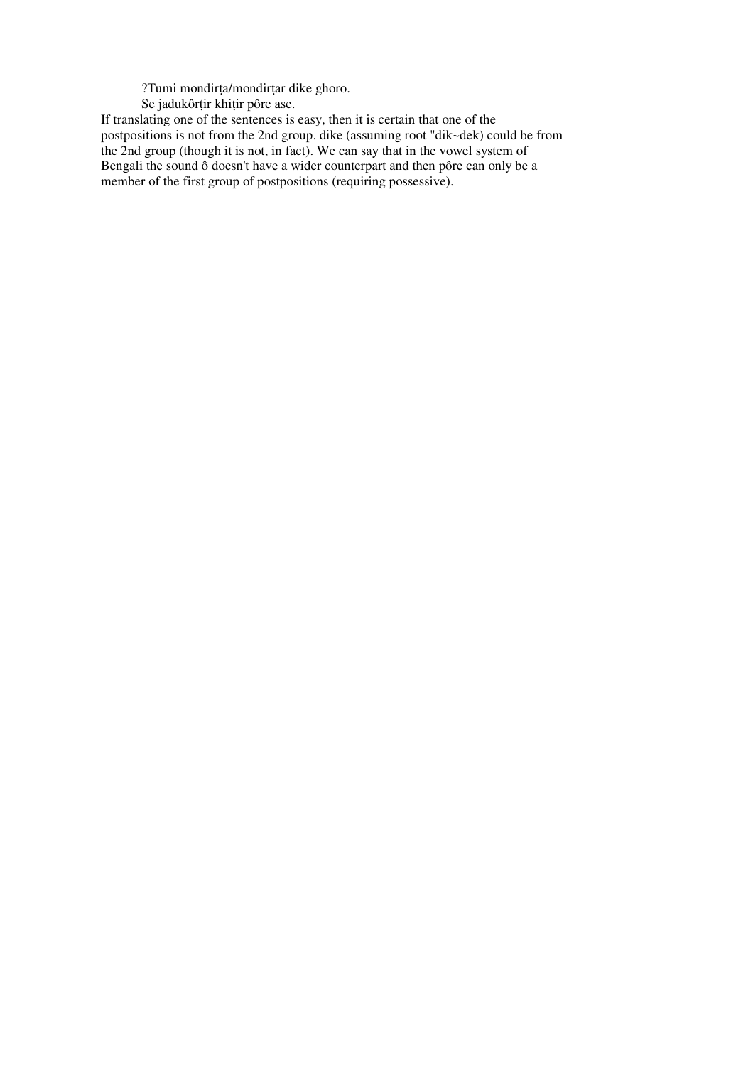?Tumi mondirṭa/mondirṭar dike ghoro.

Se jadukôrṭir khiṭir pôre ase.

If translating one of the sentences is easy, then it is certain that one of the postpositions is not from the 2nd group. dike (assuming root "dik~dek) could be from the 2nd group (though it is not, in fact). We can say that in the vowel system of Bengali the sound ô doesn't have a wider counterpart and then pôre can only be a member of the first group of postpositions (requiring possessive).